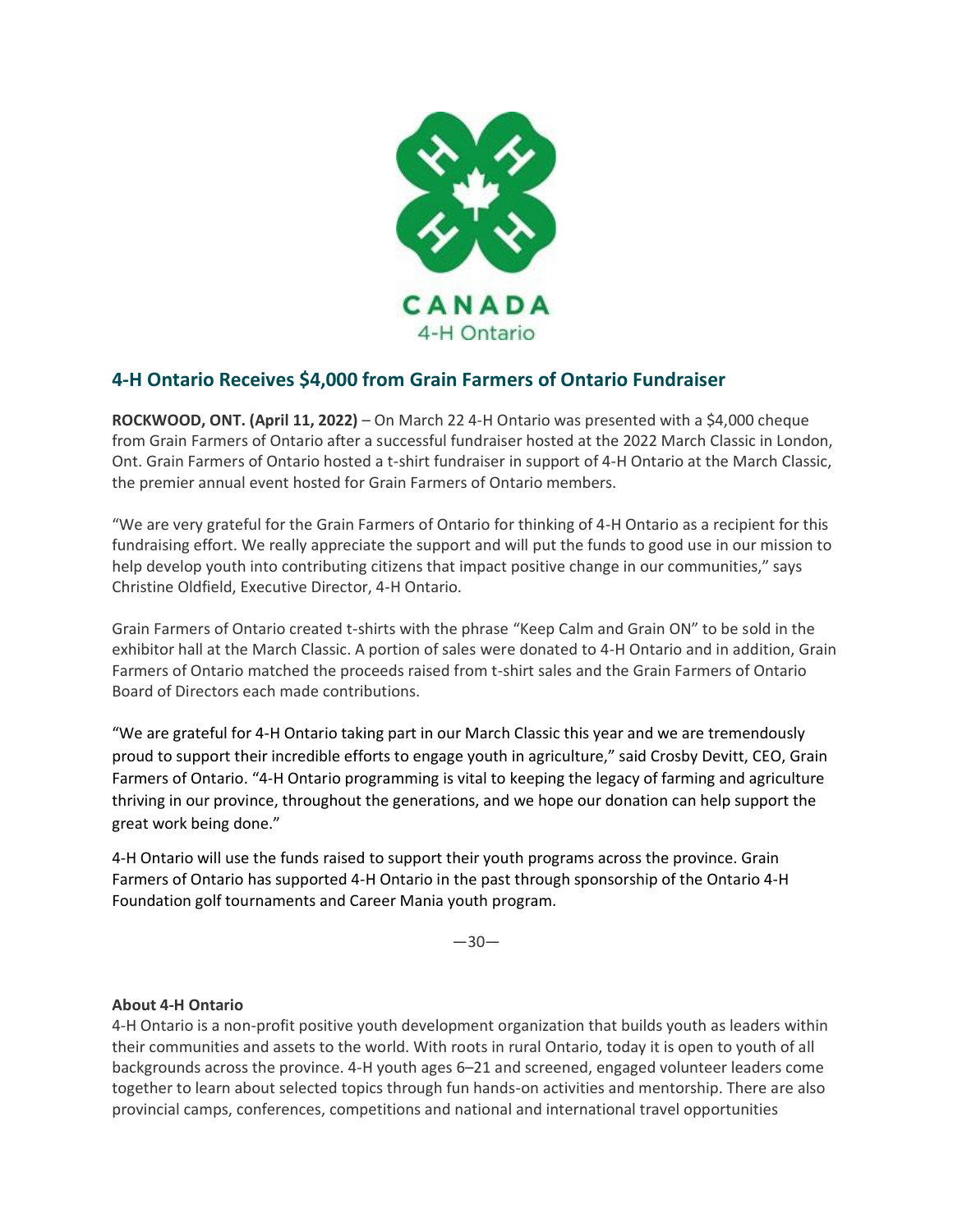CANADA
4-H Ontario

## 4-H Ontario Receives $4,000 from Grain Farmers of Ontario Fundraiser

**ROCKWOOD, ONT. (April 11, 2022)** – On March 22 4-H Ontario was presented with a $4,000 cheque from Grain Farmers of Ontario after a successful fundraiser hosted at the 2022 March Classic in London, Ont. Grain Farmers of Ontario hosted a t-shirt fundraiser in support of 4-H Ontario at the March Classic, the premier annual event hosted for Grain Farmers of Ontario members.

"We are very grateful for the Grain Farmers of Ontario for thinking of 4-H Ontario as a recipient for this fundraising effort. We really appreciate the support and will put the funds to good use in our mission to help develop youth into contributing citizens that impact positive change in our communities," says Christine Oldfield, Executive Director, 4-H Ontario.

Grain Farmers of Ontario created t-shirts with the phrase "Keep Calm and Grain ON" to be sold in the exhibitor hall at the March Classic. A portion of sales were donated to 4-H Ontario and in addition, Grain Farmers of Ontario matched the proceeds raised from t-shirt sales and the Grain Farmers of Ontario Board of Directors each made contributions.

"We are grateful for 4-H Ontario taking part in our March Classic this year and we are tremendously proud to support their incredible efforts to engage youth in agriculture," said Crosby Devitt, CEO, Grain Farmers of Ontario. "4-H Ontario programming is vital to keeping the legacy of farming and agriculture thriving in our province, throughout the generations, and we hope our donation can help support the great work being done."

4-H Ontario will use the funds raised to support their youth programs across the province. Grain Farmers of Ontario has supported 4-H Ontario in the past through sponsorship of the Ontario 4-H Foundation golf tournaments and Career Mania youth program.

—30—

**About 4-H Ontario**
4-H Ontario is a non-profit positive youth development organization that builds youth as leaders within their communities and assets to the world. With roots in rural Ontario, today it is open to youth of all backgrounds across the province. 4-H youth ages 6–21 and screened, engaged volunteer leaders come together to learn about selected topics through fun hands-on activities and mentorship. There are also provincial camps, conferences, competitions and national and international travel opportunities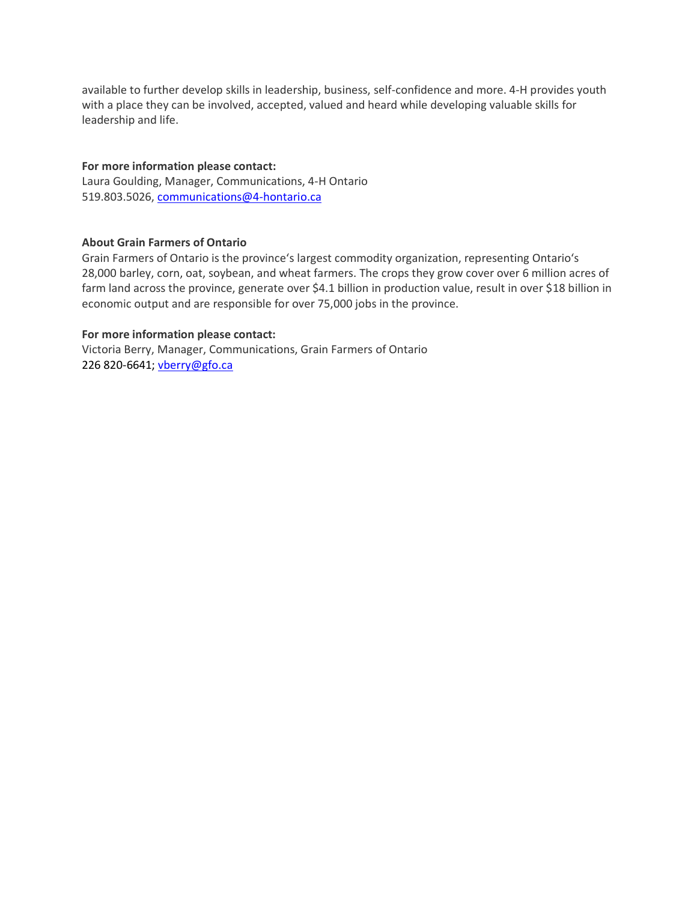available to further develop skills in leadership, business, self-confidence and more. 4-H provides youth with a place they can be involved, accepted, valued and heard while developing valuable skills for leadership and life.

**For more information please contact:**
Laura Goulding, Manager, Communications, 4-H Ontario
519.803.5026, communications@4-hontario.ca

**About Grain Farmers of Ontario**

Grain Farmers of Ontario is the province's largest commodity organization, representing Ontario's 28,000 barley, corn, oat, soybean, and wheat farmers. The crops they grow cover over 6 million acres of farm land across the province, generate over $4.1 billion in production value, result in over $18 billion in economic output and are responsible for over 75,000 jobs in the province.

**For more information please contact:**
Victoria Berry, Manager, Communications, Grain Farmers of Ontario
226 820-6641; vberry@gfo.ca